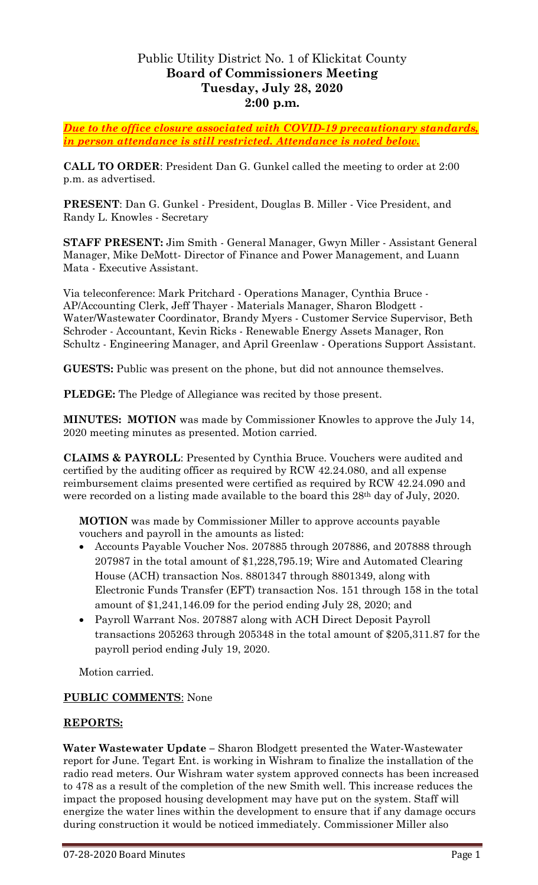# Public Utility District No. 1 of Klickitat County
## Board of Commissioners Meeting
## Tuesday, July 28, 2020
## 2:00 p.m.

***Due to the office closure associated with COVID-19 precautionary standards, in person attendance is still restricted. Attendance is noted below.***

**CALL TO ORDER**: President Dan G. Gunkel called the meeting to order at 2:00 p.m. as advertised.

**PRESENT**: Dan G. Gunkel - President, Douglas B. Miller - Vice President, and Randy L. Knowles - Secretary

**STAFF PRESENT:** Jim Smith - General Manager, Gwyn Miller - Assistant General Manager, Mike DeMott- Director of Finance and Power Management, and Luann Mata - Executive Assistant.

Via teleconference: Mark Pritchard - Operations Manager, Cynthia Bruce - AP/Accounting Clerk, Jeff Thayer - Materials Manager, Sharon Blodgett - Water/Wastewater Coordinator, Brandy Myers - Customer Service Supervisor, Beth Schroder - Accountant, Kevin Ricks - Renewable Energy Assets Manager, Ron Schultz - Engineering Manager, and April Greenlaw - Operations Support Assistant.

**GUESTS:** Public was present on the phone, but did not announce themselves.

**PLEDGE:** The Pledge of Allegiance was recited by those present.

**MINUTES: MOTION** was made by Commissioner Knowles to approve the July 14, 2020 meeting minutes as presented. Motion carried.

**CLAIMS & PAYROLL**: Presented by Cynthia Bruce. Vouchers were audited and certified by the auditing officer as required by RCW 42.24.080, and all expense reimbursement claims presented were certified as required by RCW 42.24.090 and were recorded on a listing made available to the board this 28th day of July, 2020.

**MOTION** was made by Commissioner Miller to approve accounts payable vouchers and payroll in the amounts as listed:

- Accounts Payable Voucher Nos. 207885 through 207886, and 207888 through 207987 in the total amount of $1,228,795.19; Wire and Automated Clearing House (ACH) transaction Nos. 8801347 through 8801349, along with Electronic Funds Transfer (EFT) transaction Nos. 151 through 158 in the total amount of $1,241,146.09 for the period ending July 28, 2020; and
- Payroll Warrant Nos. 207887 along with ACH Direct Deposit Payroll transactions 205263 through 205348 in the total amount of $205,311.87 for the payroll period ending July 19, 2020.

Motion carried.

**PUBLIC COMMENTS**: None

**REPORTS:**

**Water Wastewater Update –** Sharon Blodgett presented the Water-Wastewater report for June. Tegart Ent. is working in Wishram to finalize the installation of the radio read meters. Our Wishram water system approved connects has been increased to 478 as a result of the completion of the new Smith well. This increase reduces the impact the proposed housing development may have put on the system. Staff will energize the water lines within the development to ensure that if any damage occurs during construction it would be noticed immediately. Commissioner Miller also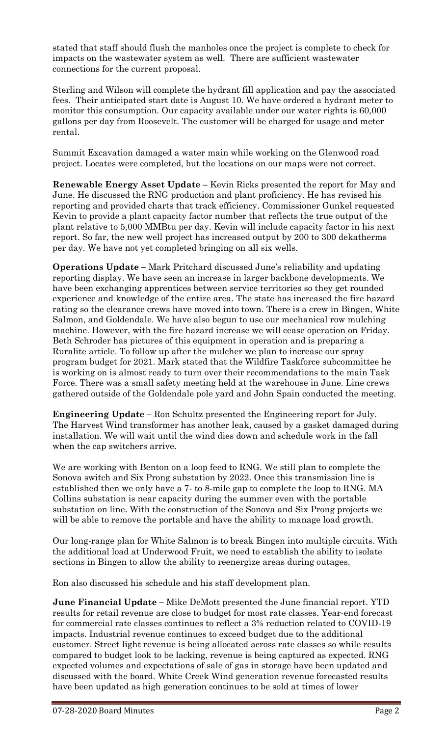stated that staff should flush the manholes once the project is complete to check for impacts on the wastewater system as well. There are sufficient wastewater connections for the current proposal.

Sterling and Wilson will complete the hydrant fill application and pay the associated fees. Their anticipated start date is August 10. We have ordered a hydrant meter to monitor this consumption. Our capacity available under our water rights is 60,000 gallons per day from Roosevelt. The customer will be charged for usage and meter rental.

Summit Excavation damaged a water main while working on the Glenwood road project. Locates were completed, but the locations on our maps were not correct.

**Renewable Energy Asset Update** – Kevin Ricks presented the report for May and June. He discussed the RNG production and plant proficiency. He has revised his reporting and provided charts that track efficiency. Commissioner Gunkel requested Kevin to provide a plant capacity factor number that reflects the true output of the plant relative to 5,000 MMBtu per day. Kevin will include capacity factor in his next report. So far, the new well project has increased output by 200 to 300 dekatherms per day. We have not yet completed bringing on all six wells.

**Operations Update** – Mark Pritchard discussed June's reliability and updating reporting display. We have seen an increase in larger backbone developments. We have been exchanging apprentices between service territories so they get rounded experience and knowledge of the entire area. The state has increased the fire hazard rating so the clearance crews have moved into town. There is a crew in Bingen, White Salmon, and Goldendale. We have also begun to use our mechanical row mulching machine. However, with the fire hazard increase we will cease operation on Friday. Beth Schroder has pictures of this equipment in operation and is preparing a Ruralite article. To follow up after the mulcher we plan to increase our spray program budget for 2021. Mark stated that the Wildfire Taskforce subcommittee he is working on is almost ready to turn over their recommendations to the main Task Force. There was a small safety meeting held at the warehouse in June. Line crews gathered outside of the Goldendale pole yard and John Spain conducted the meeting.

**Engineering Update** – Ron Schultz presented the Engineering report for July. The Harvest Wind transformer has another leak, caused by a gasket damaged during installation. We will wait until the wind dies down and schedule work in the fall when the cap switchers arrive.

We are working with Benton on a loop feed to RNG. We still plan to complete the Sonova switch and Six Prong substation by 2022. Once this transmission line is established then we only have a 7- to 8-mile gap to complete the loop to RNG. MA Collins substation is near capacity during the summer even with the portable substation on line. With the construction of the Sonova and Six Prong projects we will be able to remove the portable and have the ability to manage load growth.

Our long-range plan for White Salmon is to break Bingen into multiple circuits. With the additional load at Underwood Fruit, we need to establish the ability to isolate sections in Bingen to allow the ability to reenergize areas during outages.

Ron also discussed his schedule and his staff development plan.

**June Financial Update** – Mike DeMott presented the June financial report. YTD results for retail revenue are close to budget for most rate classes. Year-end forecast for commercial rate classes continues to reflect a 3% reduction related to COVID-19 impacts. Industrial revenue continues to exceed budget due to the additional customer. Street light revenue is being allocated across rate classes so while results compared to budget look to be lacking, revenue is being captured as expected. RNG expected volumes and expectations of sale of gas in storage have been updated and discussed with the board. White Creek Wind generation revenue forecasted results have been updated as high generation continues to be sold at times of lower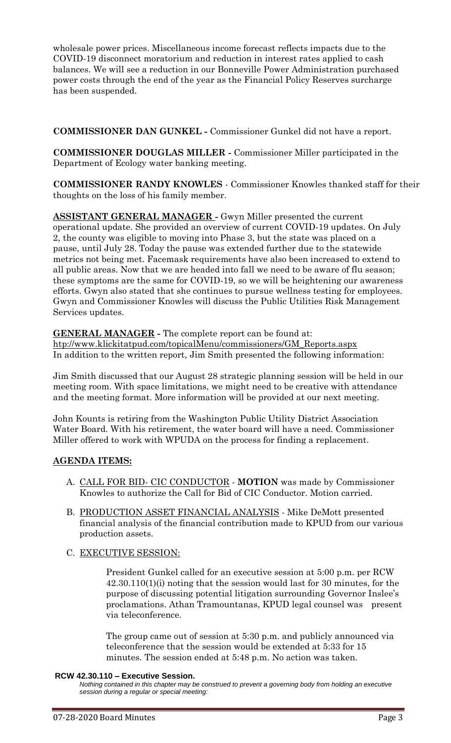wholesale power prices. Miscellaneous income forecast reflects impacts due to the COVID-19 disconnect moratorium and reduction in interest rates applied to cash balances. We will see a reduction in our Bonneville Power Administration purchased power costs through the end of the year as the Financial Policy Reserves surcharge has been suspended.

**COMMISSIONER DAN GUNKEL -** Commissioner Gunkel did not have a report.

**COMMISSIONER DOUGLAS MILLER -** Commissioner Miller participated in the Department of Ecology water banking meeting.

**COMMISSIONER RANDY KNOWLES** - Commissioner Knowles thanked staff for their thoughts on the loss of his family member.

**ASSISTANT GENERAL MANAGER -** Gwyn Miller presented the current operational update. She provided an overview of current COVID-19 updates. On July 2, the county was eligible to moving into Phase 3, but the state was placed on a pause, until July 28. Today the pause was extended further due to the statewide metrics not being met. Facemask requirements have also been increased to extend to all public areas. Now that we are headed into fall we need to be aware of flu season; these symptoms are the same for COVID-19, so we will be heightening our awareness efforts. Gwyn also stated that she continues to pursue wellness testing for employees. Gwyn and Commissioner Knowles will discuss the Public Utilities Risk Management Services updates.

**GENERAL MANAGER -** The complete report can be found at: http://www.klickitatpud.com/topicalMenu/commissioners/GM_Reports.aspx
In addition to the written report, Jim Smith presented the following information:

Jim Smith discussed that our August 28 strategic planning session will be held in our meeting room. With space limitations, we might need to be creative with attendance and the meeting format. More information will be provided at our next meeting.

John Kounts is retiring from the Washington Public Utility District Association Water Board. With his retirement, the water board will have a need. Commissioner Miller offered to work with WPUDA on the process for finding a replacement.

**AGENDA ITEMS:**

A. CALL FOR BID- CIC CONDUCTOR - **MOTION** was made by Commissioner Knowles to authorize the Call for Bid of CIC Conductor. Motion carried.

B. PRODUCTION ASSET FINANCIAL ANALYSIS - Mike DeMott presented financial analysis of the financial contribution made to KPUD from our various production assets.

C. EXECUTIVE SESSION:

President Gunkel called for an executive session at 5:00 p.m. per RCW 42.30.110(1)(i) noting that the session would last for 30 minutes, for the purpose of discussing potential litigation surrounding Governor Inslee's proclamations. Athan Tramountanas, KPUD legal counsel was present via teleconference.

The group came out of session at 5:30 p.m. and publicly announced via teleconference that the session would be extended at 5:33 for 15 minutes. The session ended at 5:48 p.m. No action was taken.

**RCW 42.30.110 – Executive Session.**
*Nothing contained in this chapter may be construed to prevent a governing body from holding an executive session during a regular or special meeting:*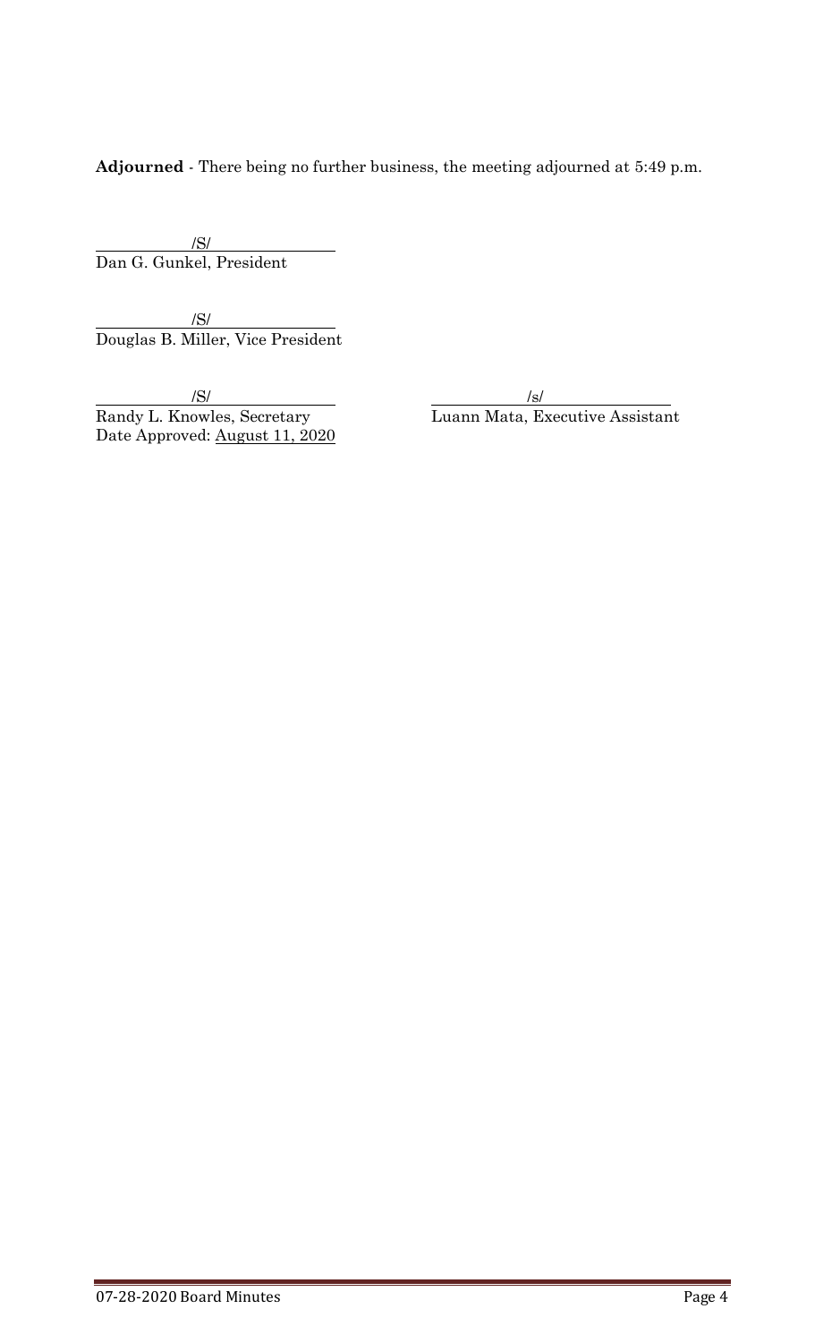**Adjourned** - There being no further business, the meeting adjourned at 5:49 p.m.

/S/
Dan G. Gunkel, President

/S/
Douglas B. Miller, Vice President

/S/
Randy L. Knowles, Secretary
Date Approved: August 11, 2020

/s/
Luann Mata, Executive Assistant